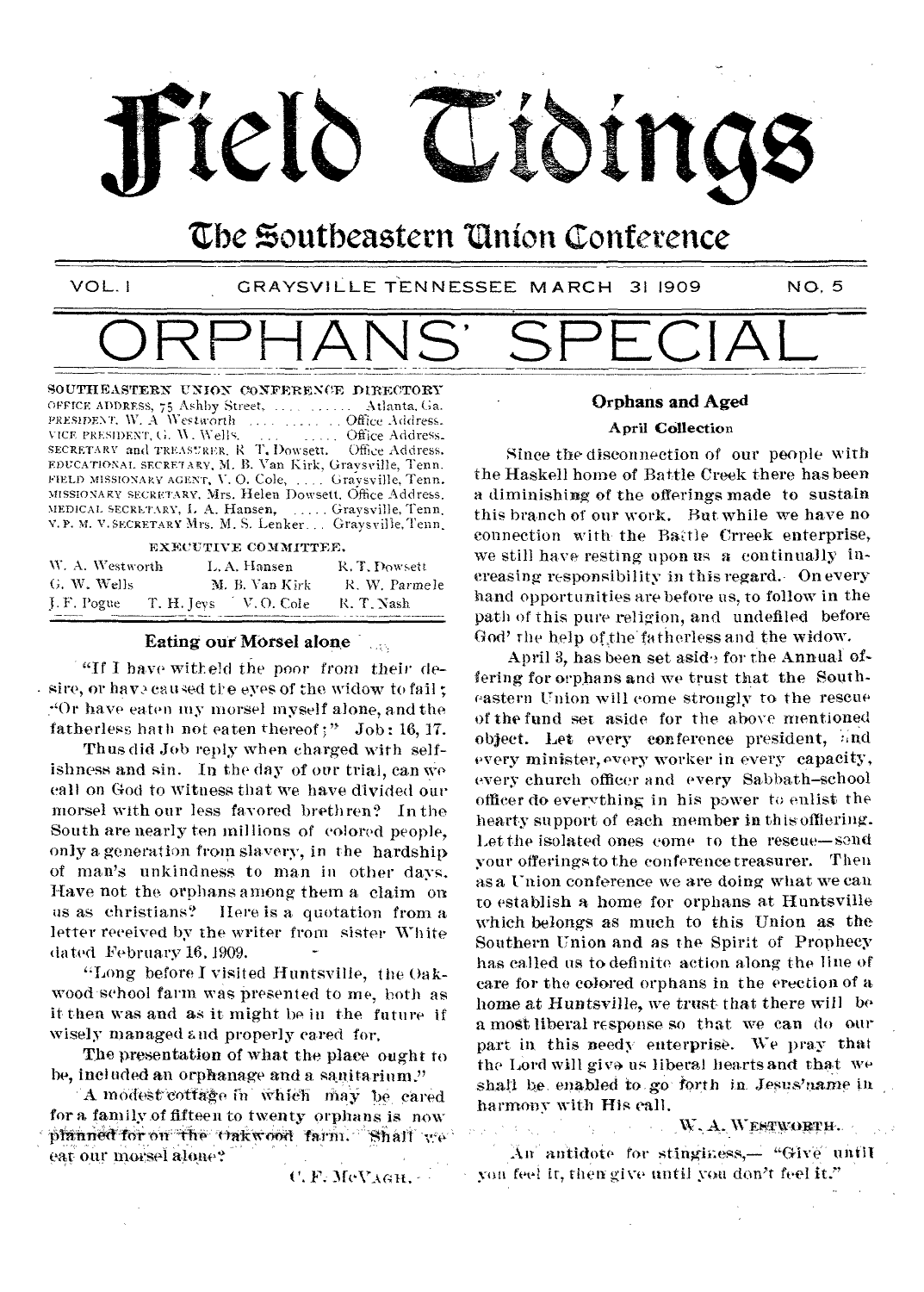# Field Tidings

## The Southeastern Union Conference

VOL. I GRAYSVILLE TENNESSEE MARCH 31 1909 NO. 5

# ORPHANS' SPECIAL

SOUTHEASTERN UNION CONFERENCE DIRECTORY

OFFICE ADDRESS, 75 Ashby Street, ........ Atlanta, Ga.
PRESIDENT, W. A. Westworth ........ Office Address.
VICE PRESIDENT, G. W. Wells, ........ Office Address.
SECRETARY and TREASURER, R. T. Dowsett. Office Address.
EDUCATIONAL SECRETARY, M. B. Van Kirk, Graysville, Tenn.
FIELD MISSIONARY AGENT, V. O. Cole, .... Graysville, Tenn.
MISSIONARY SECRETARY, Mrs. Helen Dowsett, Office Address.
MEDICAL SECRETARY, L. A. Hansen, ..... Graysville, Tenn.
Y. P. M. V. SECRETARY Mrs. M. S. Lenker... Graysville, Tenn.

EXECUTIVE COMMITTEE.

| | | |
|---|---|---|
| W. A. Westworth | L. A. Hansen | R. T. Dowsett |
| G. W. Wells | M. B. Van Kirk | R. W. Parmele |
| J. F. Pogue | T. H. Jeys V. O. Cole | R. T. Nash |

### Eating our Morsel alone

"If I have witheld the poor from their desire, or have caused the eyes of the widow to fail; "Or have eaten my morsel myself alone, and the fatherless hath not eaten thereof;" Job: 16, 17.

Thus did Job reply when charged with selfishness and sin. In the day of our trial, can we call on God to witness that we have divided our morsel with our less favored brethren? In the South are nearly ten millions of colored people, only a generation from slavery, in the hardship of man's unkindness to man in other days. Have not the orphans among them a claim on us as christians? Here is a quotation from a letter received by the writer from sister White dated February 16, 1909.

"Long before I visited Huntsville, the Oakwood school farm was presented to me, both as it then was and as it might be in the future if wisely managed and properly cared for.

The presentation of what the place ought to be, included an orphanage and a sanitarium."

A modest cottage in which may be cared for a family of fifteen to twenty orphans is now planned for on the Oakwood farm. Shall we eat our morsel alone?

C. F. McVAGH.

### Orphans and Aged

#### April Collection

Since the disconnection of our people with the Haskell home of Battle Creek there has been a diminishing of the offerings made to sustain this branch of our work. But while we have no connection with the Battle Crreek enterprise, we still have resting upon us a continually increasing responsibility in this regard. On every hand opportunities are before us, to follow in the path of this pure religion, and undefiled before God' the help of the fatherless and the widow.

April 3, has been set aside for the Annual offering for orphans and we trust that the Southeastern Union will come strongly to the rescue of the fund set aside for the above mentioned object. Let every conference president, and every minister, every worker in every capacity, every church officer and every Sabbath-school officer do everything in his power to enlist the hearty support of each member in this offering. Let the isolated ones come to the rescue—send your offerings to the conference treasurer. Then as a Union conference we are doing what we can to establish a home for orphans at Huntsville which belongs as much to this Union as the Southern Union and as the Spirit of Prophecy has called us to definite action along the line of care for the colored orphans in the erection of a home at Huntsville, we trust that there will be a most liberal response so that we can do our part in this needy enterprise. We pray that the Lord will give us liberal hearts and that we shall be enabled to go forth in Jesus'name in harmony with His call.

W. A. WESTWORTH.

An antidote for stinginess,— "Give until you feel it, then give until you don't feel it."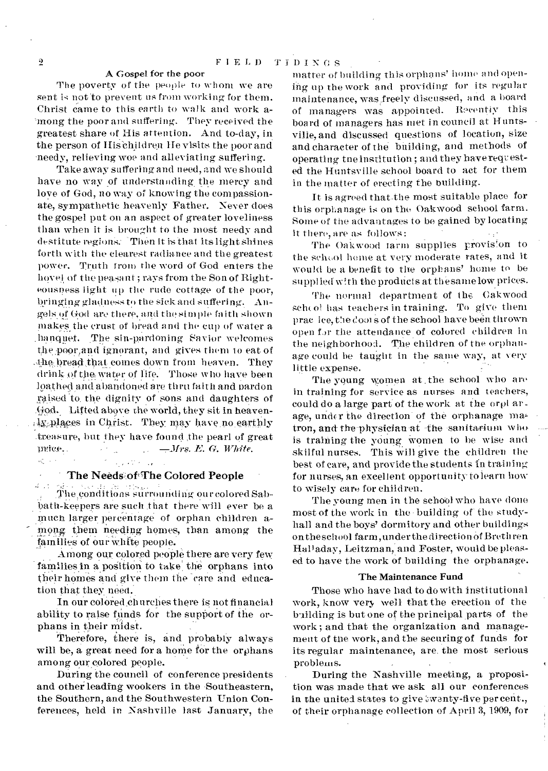## A Gospel for the poor

The poverty of the people to whom we are sent is not to prevent us from working for them. Christ came to this earth to walk and work among the poor and suffering. They received the greatest share of His attention. And to-day, in the person of His children He visits the poor and needy, relieving woe and alleviating suffering.

Take away suffering and need, and we should have no way of understanding the mercy and love of God, no way of knowing the compassionate, sympathetic heavenly Father. Never does the gospel put on an aspect of greater loveliness than when it is brought to the most needy and destitute regions. Then it is that its light shines forth with the clearest radiance and the greatest power. Truth from the word of God enters the hovel of the peasant; rays from the Son of Righteousness light up the rude cottage of the poor, bringing gladness to the sick and suffering. Angels of God are there, and the simple faith shown makes the crust of bread and the cup of water a banquet. The sin-pardoning Savior welcomes the poor and ignorant, and gives them to eat of the bread that comes down from heaven. They drink of the water of life. Those who have been loathed and abandoned are thru faith and pardon raised to the dignity of sons and daughters of God. Lifted above the world, they sit in heavenly places in Christ. They may have no earthly treasure, but they have found the pearl of great price. —*Mrs. E. G. White.*

## The Needs of The Colored People

The conditions surrounding our colored Sabbath-keepers are such that there will ever be a much larger percentage of orphan children among them needing homes, than among the families of our white people.

Among our colored people there are very few families in a position to take the orphans into their homes and give them the care and education that they need.

In our colored churches there is not financial ability to raise funds for the support of the orphans in their midst.

Therefore, there is, and probably always will be, a great need for a home for the orphans among our colored people.

During the council of conference presidents and other leading wookers in the Southeastern, the Southern, and the Southwestern Union Conferences, held in Nashville last January, the matter of building this orphans' home and opening up the work and providing for its regular maintenance, was freely discussed, and a board of managers was appointed. Recently this board of managers has met in council at Huntsville, and discussed questions of location, size and character of the building, and methods of operating the institution; and they have requested the Huntsville school board to act for them in the matter of erecting the building.

It is agreed that the most suitable place for this orphanage is on the Oakwood school farm. Some of the advantages to be gained by locating it there, are as follows:

The Oakwood farm supplies provision to the school home at very moderate rates, and it would be a benefit to the orphans' home to be supplied with the products at the same low prices.

The normal department of the Oakwood school has teachers in training. To give them practice, the doors of the school have been thrown open for the attendance of colored children in the neighborhood. The children of the orphanage could be taught in the same way, at very little expense.

The young women at the school who are in training for service as nurses and teachers, could do a large part of the work at the orphanage, under the direction of the orphanage matron, and the physician at the sanitarium who is training the young women to be wise and skilful nurses. This will give the children the best of care, and provide the students in training for nurses, an excellent opportunity to learn how to wisely care for children.

The young men in the school who have done most of the work in the building of the study-hall and the boys' dormitory and other buildings on the school farm, under the direction of Brethren Halladay, Leitzman, and Foster, would be pleased to have the work of building the orphanage.

### The Maintenance Fund

Those who have had to do with institutional work, know very well that the erection of the building is but one of the principal parts of the work; and that the organization and management of the work, and the securing of funds for its regular maintenance, are the most serious problems.

During the Nashville meeting, a proposition was made that we ask all our conferences in the united states to give twenty-five per cent., of their orphanage collection of April 3, 1909, for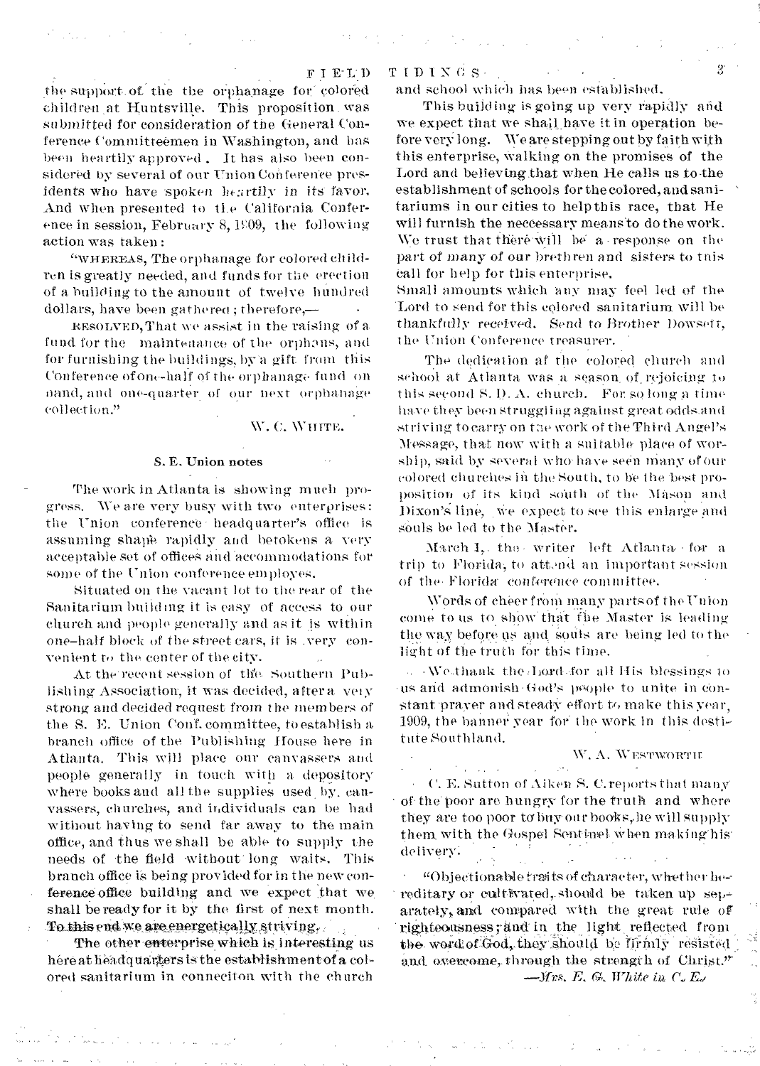the support of the the orphanage for colored children at Huntsville. This proposition was submitted for consideration of the General Conference Committeemen in Washington, and has been heartily approved. It has also been considered by several of our Union Conference presidents who have spoken heartily in its favor. And when presented to the California Conference in session, February 8, 1909, the following action was taken:

"WHEREAS, The orphanage for colored children is greatly needed, and funds for the erection of a building to the amount of twelve hundred dollars, have been gathered; therefore,—

RESOLVED, That we assist in the raising of a fund for the maintenance of the orphans, and for furnishing the buildings, by a gift from this Conference of one-half of the orphanage fund on hand, and one-quarter of our next orphanage collection."

W. C. WHITE.

## S. E. Union notes

The work in Atlanta is showing much progress. We are very busy with two enterprises: the Union conference headquarter's office is assuming shape rapidly and betokens a very acceptable set of offices and accommodations for some of the Union conference employes.

Situated on the vacant lot to the rear of the Sanitarium building it is easy of access to our church and people generally and as it is within one-half block of the street cars, it is very convenient to the center of the city.

At the recent session of the Southern Publishing Association, it was decided, after a very strong and decided request from the members of the S. E. Union Conf. committee, to establish a branch office of the Publishing House here in Atlanta. This will place our canvassers and people generally in touch with a depository where books and all the supplies used by canvassers, churches, and individuals can be had without having to send far away to the main office, and thus we shall be able to supply the needs of the field without long waits. This branch office is being provided for in the new conference office building and we expect that we shall be ready for it by the first of next month. To this end we are energetically striving.

The other enterprise which is interesting us here at headquarters is the establishment of a colored sanitarium in conneciton with the church and school which has been established.

This building is going up very rapidly and we expect that we shall have it in operation before very long. We are stepping out by faith with this enterprise, walking on the promises of the Lord and believing that when He calls us to the establishment of schools for the colored, and sanitariums in our cities to help this race, that He will furnish the neccessary means to do the work. We trust that there will be a response on the part of many of our brethren and sisters to this call for help for this enterprise.

Small amounts which any may feel led of the Lord to send for this colored sanitarium will be thankfully received. Send to Brother Dowsett, the Union Conference treasurer.

The dedication af the colored church and school at Atlanta was a season of rejoicing to this second S. D. A. church. For so long a time have they been struggling against great odds and striving to carry on the work of the Third Angel's Message, that now with a suitable place of worship, said by several who have seen many of our colored churches in the South, to be the best proposition of its kind south of the Mason and Dixon's line, we expect to see this enlarge and souls be led to the Master.

March 1, the writer left Atlanta for a trip to Florida, to attend an important session of the Florida conference committee.

Words of cheer from many parts of the Union come to us to show that the Master is leading the way before us and souls are being led to the light of the truth for this time.

We thank the Lord for all His blessings to us and admonish God's people to unite in constant prayer and steady effort to make this year, 1909, the banner year for the work in this destitute Southland.

W. A. WESTWORTH

C. E. Sutton of Aiken S. C. reports that many of the poor are hungry for the truth and where they are too poor to buy our books, he will supply them with the Gospel Sentinel when making his delivery.

"Objectionable traits of character, whether hereditary or cultivated, should be taken up separately, and compared with the great rule of righteousness; and in the light reflected from the word of God, they should be firmly resisted and overcome, through the strength of Christ."
—*Mrs. E. G. White in C. E.*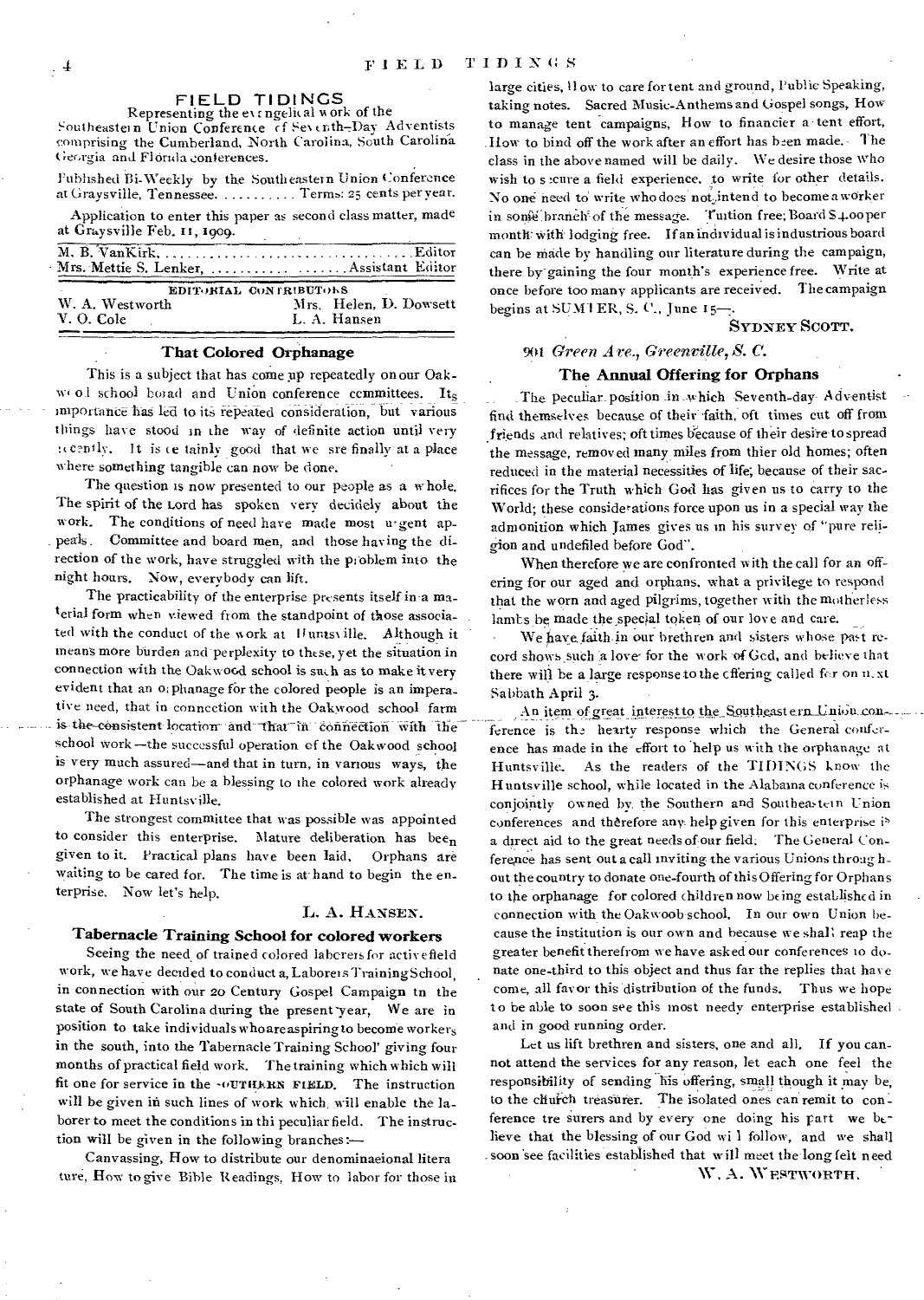# FIELD TIDINGS

Representing the evangelical work of the Southeastern Union Conference of Seventh-Day Adventists comprising the Cumberland, North Carolina, South Carolina Georgia and Florida conferences.

Published Bi-Weekly by the Southeastern Union Conference at Graysville, Tennessee. .......... Terms: 25 cents per year.

Application to enter this paper as second class matter, made at Graysville Feb. 11, 1909.

M. B. VanKirk, .................................... Editor
Mrs. Mettie S. Lenker, ......................... Assistant Editor

EDITORIAL CONTRIBUTORS

| | |
|---|---|
| W. A. Westworth | Mrs. Helen, D. Dowsett |
| V. O. Cole | L. A. Hansen |

## That Colored Orphanage

This is a subject that has come up repeatedly on our Oakwood school board and Union conference committees. Its importance has led to its repeated consideration, but various things have stood in the way of definite action until very recently. It is certainly good that we are finally at a place where something tangible can now be done.

The question is now presented to our people as a whole. The spirit of the Lord has spoken very decidely about the work. The conditions of need have made most urgent appeals. Committee and board men, and those having the direction of the work, have struggled with the problem into the night hours. Now, everybody can lift.

The practicability of the enterprise presents itself in a material form when viewed from the standpoint of those associated with the conduct of the work at Huntsville. Although it means more burden and perplexity to these, yet the situation in connection with the Oakwood school is such as to make it very evident that an orphanage for the colored people is an imperative need, that in connection with the Oakwood school farm is the consistent location and that in connection with the school work—the successful operation of the Oakwood school is very much assured—and that in turn, in various ways, the orphanage work can be a blessing to the colored work already established at Huntsville.

The strongest committee that was possible was appointed to consider this enterprise. Mature deliberation has been given to it. Practical plans have been laid. Orphans are waiting to be cared for. The time is at hand to begin the enterprise. Now let's help.

L. A. HANSEN.

## Tabernacle Training School for colored workers

Seeing the need of trained colored laborers for active field work, we have decided to conduct a, Laborers Training School, in connection with our 20 Century Gospel Campaign in the state of South Carolina during the present year, We are in position to take individuals who are aspiring to become workers in the south, into the Tabernacle Training School' giving four months of practical field work. The training which which will fit one for service in the SOUTHERN FIELD. The instruction will be given in such lines of work which will enable the laborer to meet the conditions in thi peculiar field. The instruction will be given in the following branches:—

Canvassing, How to distribute our denominaeional literature, How to give Bible Readings, How to labor for those in large cities, How to care for tent and ground, Public Speaking, taking notes. Sacred Music-Anthems and Gospel songs, How to manage tent campaigns, How to financier a tent effort, How to bind off the work after an effort has been made. The class in the above named will be daily. We desire those who wish to secure a field experience, to write for other details. No one need to write who does not intend to become a worker in some branch of the message. Tuition free; Board $4.00 per month with lodging free. If an individual is industrious board can be made by handling our literature during the campaign, there by gaining the four month's experience free. Write at once before too many applicants are received. The campaign begins at SUMTER, S. C., June 15—.

SYDNEY SCOTT.

*901 Green Ave., Greenville, S. C.*

## The Annual Offering for Orphans

The peculiar position in which Seventh-day Adventist find themselves because of their faith, oft times cut off from friends and relatives; oft times because of their desire to spread the message, removed many miles from thier old homes; often reduced in the material necessities of life, because of their sacrifices for the Truth which God has given us to carry to the World; these considerations force upon us in a special way the admonition which James gives us in his survey of "pure religion and undefiled before God".

When therefore we are confronted with the call for an offering for our aged and orphans, what a privilege to respond that the worn and aged pilgrims, together with the motherless lambs be made the special token of our love and care.

We have faith in our brethren and sisters whose past record shows such a love for the work of God, and believe that there will be a large response to the offering called for on next Sabbath April 3.

An item of great interest to the Southeastern Union conference is the hearty response which the General conference has made in the effort to help us with the orphanage at Huntsville. As the readers of the TIDINGS know the Huntsville school, while located in the Alabama conference is conjointly owned by the Southern and Southeastern Union conferences and therefore any help given for this enterprise is a direct aid to the great needs of our field. The General Conference has sent out a call inviting the various Unions throughout the country to donate one-fourth of this Offering for Orphans to the orphanage for colored children now being established in connection with the Oakwood school. In our own Union because the institution is our own and because we shall reap the greater benefit therefrom we have asked our conferences to donate one-third to this object and thus far the replies that have come, all favor this distribution of the funds. Thus we hope to be able to soon see this most needy enterprise established and in good running order.

Let us lift brethren and sisters, one and all. If you cannot attend the services for any reason, let each one feel the responsibility of sending his offering, small though it may be, to the church treasurer. The isolated ones can remit to conference tre surers and by every one doing his part we believe that the blessing of our God wi l follow, and we shall soon see facilities established that will meet the long felt need

W. A. WESTWORTH.